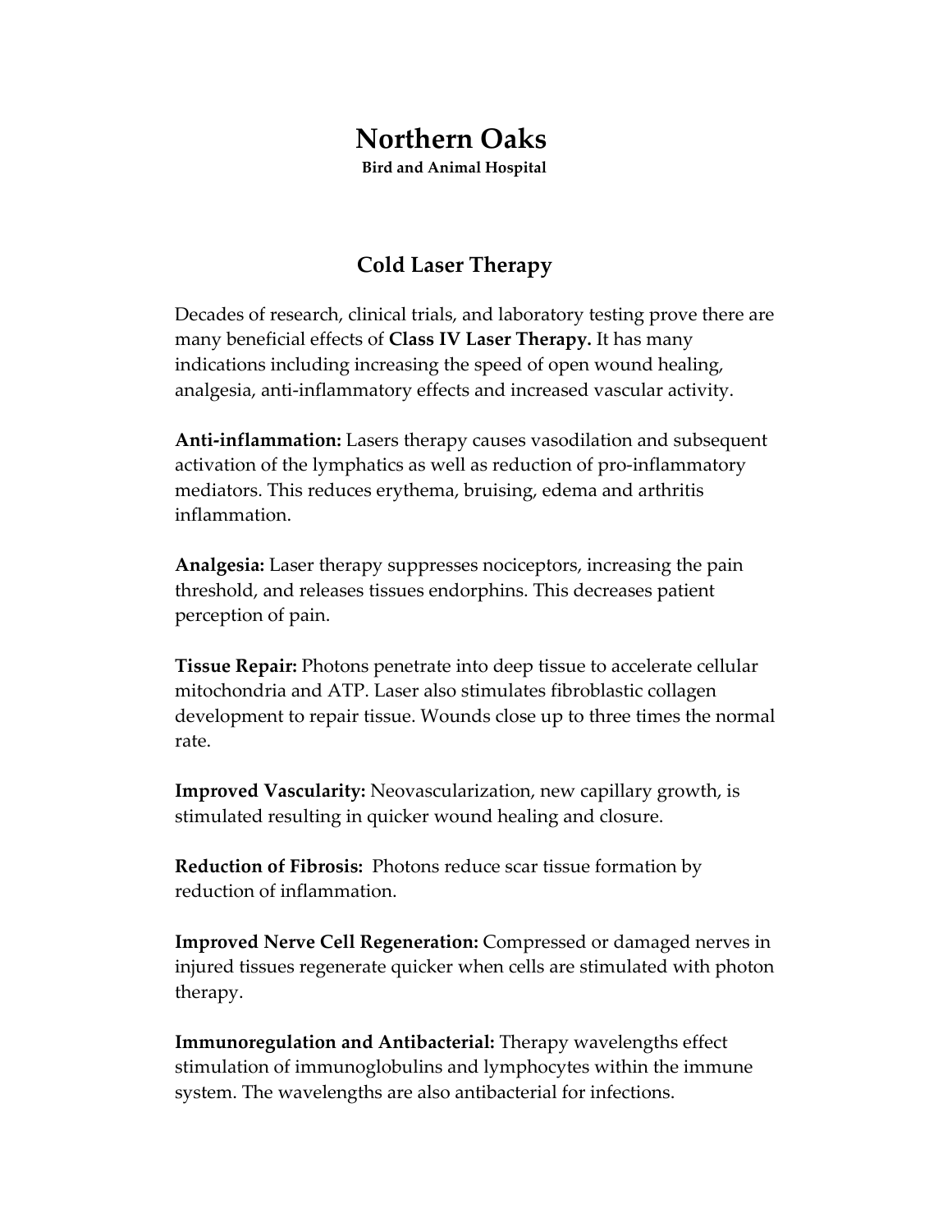# Northern Oaks

**Bird and Animal Hospital**

## Cold Laser Therapy

Decades of research, clinical trials, and laboratory testing prove there are many beneficial effects of **Class IV Laser Therapy.** It has many indications including increasing the speed of open wound healing, analgesia, anti-inflammatory effects and increased vascular activity.

**Anti-inflammation:** Lasers therapy causes vasodilation and subsequent activation of the lymphatics as well as reduction of pro-inflammatory mediators. This reduces erythema, bruising, edema and arthritis inflammation.

**Analgesia:** Laser therapy suppresses nociceptors, increasing the pain threshold, and releases tissues endorphins. This decreases patient perception of pain.

**Tissue Repair:** Photons penetrate into deep tissue to accelerate cellular mitochondria and ATP. Laser also stimulates fibroblastic collagen development to repair tissue. Wounds close up to three times the normal rate.

**Improved Vascularity:** Neovascularization, new capillary growth, is stimulated resulting in quicker wound healing and closure.

**Reduction of Fibrosis:** Photons reduce scar tissue formation by reduction of inflammation.

**Improved Nerve Cell Regeneration:** Compressed or damaged nerves in injured tissues regenerate quicker when cells are stimulated with photon therapy.

**Immunoregulation and Antibacterial:** Therapy wavelengths effect stimulation of immunoglobulins and lymphocytes within the immune system. The wavelengths are also antibacterial for infections.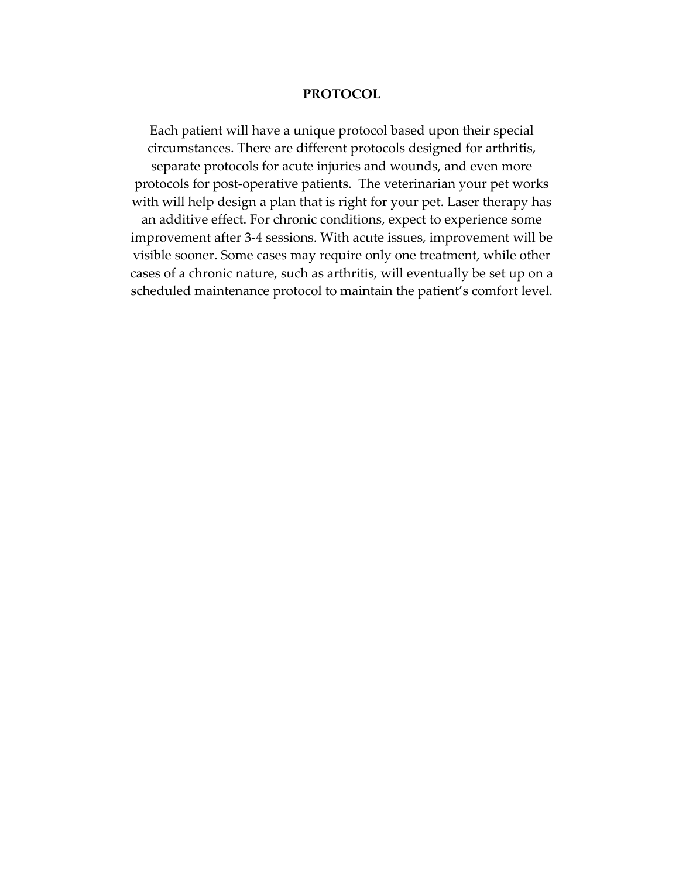## PROTOCOL

Each patient will have a unique protocol based upon their special circumstances. There are different protocols designed for arthritis, separate protocols for acute injuries and wounds, and even more protocols for post-operative patients. The veterinarian your pet works with will help design a plan that is right for your pet. Laser therapy has an additive effect. For chronic conditions, expect to experience some improvement after 3-4 sessions. With acute issues, improvement will be visible sooner. Some cases may require only one treatment, while other cases of a chronic nature, such as arthritis, will eventually be set up on a scheduled maintenance protocol to maintain the patient's comfort level.